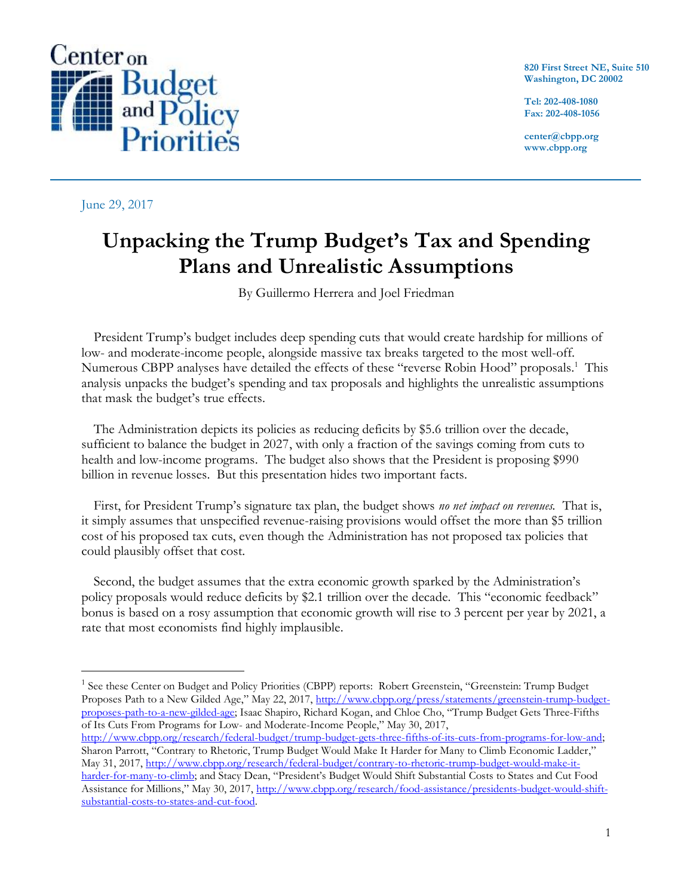Center on Budget and Policy Priorities

820 First Street NE, Suite 510
Washington, DC 20002

Tel: 202-408-1080
Fax: 202-408-1056

center@cbpp.org
www.cbpp.org

June 29, 2017

# Unpacking the Trump Budget's Tax and Spending Plans and Unrealistic Assumptions

By Guillermo Herrera and Joel Friedman

President Trump's budget includes deep spending cuts that would create hardship for millions of low- and moderate-income people, alongside massive tax breaks targeted to the most well-off. Numerous CBPP analyses have detailed the effects of these "reverse Robin Hood" proposals.[1] This analysis unpacks the budget's spending and tax proposals and highlights the unrealistic assumptions that mask the budget's true effects.

The Administration depicts its policies as reducing deficits by $5.6 trillion over the decade, sufficient to balance the budget in 2027, with only a fraction of the savings coming from cuts to health and low-income programs. The budget also shows that the President is proposing $990 billion in revenue losses. But this presentation hides two important facts.

First, for President Trump's signature tax plan, the budget shows *no net impact on revenues.* That is, it simply assumes that unspecified revenue-raising provisions would offset the more than $5 trillion cost of his proposed tax cuts, even though the Administration has not proposed tax policies that could plausibly offset that cost.

Second, the budget assumes that the extra economic growth sparked by the Administration's policy proposals would reduce deficits by $2.1 trillion over the decade. This "economic feedback" bonus is based on a rosy assumption that economic growth will rise to 3 percent per year by 2021, a rate that most economists find highly implausible.

---

[1] See these Center on Budget and Policy Priorities (CBPP) reports: Robert Greenstein, "Greenstein: Trump Budget Proposes Path to a New Gilded Age," May 22, 2017, http://www.cbpp.org/press/statements/greenstein-trump-budget-proposes-path-to-a-new-gilded-age; Isaac Shapiro, Richard Kogan, and Chloe Cho, "Trump Budget Gets Three-Fifths of Its Cuts From Programs for Low- and Moderate-Income People," May 30, 2017, http://www.cbpp.org/research/federal-budget/trump-budget-gets-three-fifths-of-its-cuts-from-programs-for-low-and; Sharon Parrott, "Contrary to Rhetoric, Trump Budget Would Make It Harder for Many to Climb Economic Ladder," May 31, 2017, http://www.cbpp.org/research/federal-budget/contrary-to-rhetoric-trump-budget-would-make-it-harder-for-many-to-climb; and Stacy Dean, "President's Budget Would Shift Substantial Costs to States and Cut Food Assistance for Millions," May 30, 2017, http://www.cbpp.org/research/food-assistance/presidents-budget-would-shift-substantial-costs-to-states-and-cut-food.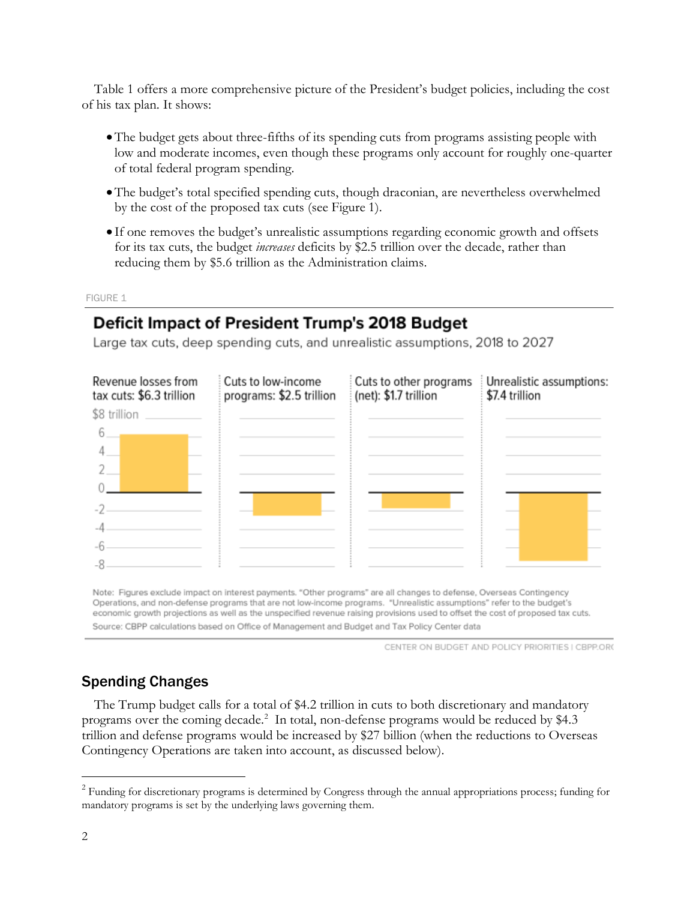Table 1 offers a more comprehensive picture of the President's budget policies, including the cost of his tax plan. It shows:

- The budget gets about three-fifths of its spending cuts from programs assisting people with low and moderate incomes, even though these programs only account for roughly one-quarter of total federal program spending.
- The budget's total specified spending cuts, though draconian, are nevertheless overwhelmed by the cost of the proposed tax cuts (see Figure 1).
- If one removes the budget's unrealistic assumptions regarding economic growth and offsets for its tax cuts, the budget *increases* deficits by $2.5 trillion over the decade, rather than reducing them by $5.6 trillion as the Administration claims.

FIGURE 1

**Deficit Impact of President Trump's 2018 Budget**

Large tax cuts, deep spending cuts, and unrealistic assumptions, 2018 to 2027

Revenue losses from tax cuts: $6.3 trillion | Cuts to low-income programs: $2.5 trillion | Cuts to other programs (net): $1.7 trillion | Unrealistic assumptions: $7.4 trillion

Note: Figures exclude impact on interest payments. "Other programs" are all changes to defense, Overseas Contingency Operations, and non-defense programs that are not low-income programs. "Unrealistic assumptions" refer to the budget's economic growth projections as well as the unspecified revenue raising provisions used to offset the cost of proposed tax cuts.

Source: CBPP calculations based on Office of Management and Budget and Tax Policy Center data

CENTER ON BUDGET AND POLICY PRIORITIES | CBPP.ORG

## Spending Changes

The Trump budget calls for a total of $4.2 trillion in cuts to both discretionary and mandatory programs over the coming decade.[2] In total, non-defense programs would be reduced by $4.3 trillion and defense programs would be increased by $27 billion (when the reductions to Overseas Contingency Operations are taken into account, as discussed below).

[2] Funding for discretionary programs is determined by Congress through the annual appropriations process; funding for mandatory programs is set by the underlying laws governing them.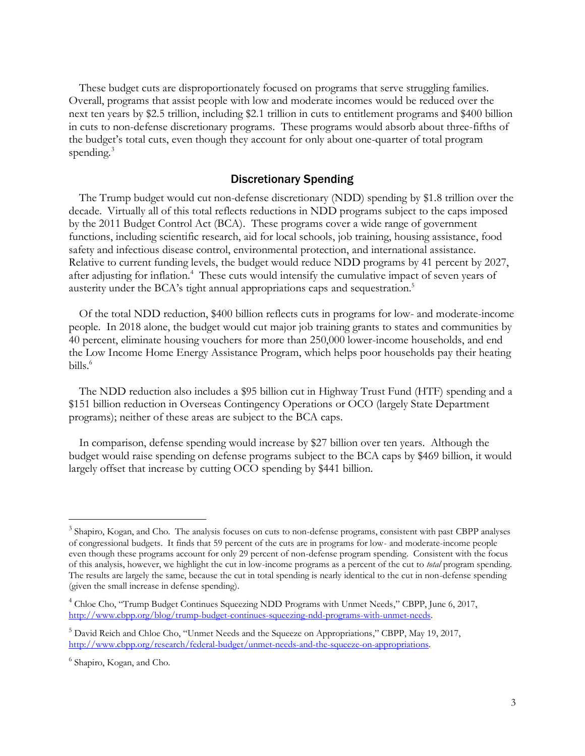These budget cuts are disproportionately focused on programs that serve struggling families. Overall, programs that assist people with low and moderate incomes would be reduced over the next ten years by $2.5 trillion, including $2.1 trillion in cuts to entitlement programs and $400 billion in cuts to non-defense discretionary programs. These programs would absorb about three-fifths of the budget's total cuts, even though they account for only about one-quarter of total program spending.[3]

## Discretionary Spending

The Trump budget would cut non-defense discretionary (NDD) spending by $1.8 trillion over the decade. Virtually all of this total reflects reductions in NDD programs subject to the caps imposed by the 2011 Budget Control Act (BCA). These programs cover a wide range of government functions, including scientific research, aid for local schools, job training, housing assistance, food safety and infectious disease control, environmental protection, and international assistance. Relative to current funding levels, the budget would reduce NDD programs by 41 percent by 2027, after adjusting for inflation.[4] These cuts would intensify the cumulative impact of seven years of austerity under the BCA's tight annual appropriations caps and sequestration.[5]

Of the total NDD reduction, $400 billion reflects cuts in programs for low- and moderate-income people. In 2018 alone, the budget would cut major job training grants to states and communities by 40 percent, eliminate housing vouchers for more than 250,000 lower-income households, and end the Low Income Home Energy Assistance Program, which helps poor households pay their heating bills.[6]

The NDD reduction also includes a $95 billion cut in Highway Trust Fund (HTF) spending and a $151 billion reduction in Overseas Contingency Operations or OCO (largely State Department programs); neither of these areas are subject to the BCA caps.

In comparison, defense spending would increase by $27 billion over ten years. Although the budget would raise spending on defense programs subject to the BCA caps by $469 billion, it would largely offset that increase by cutting OCO spending by $441 billion.

---

[3] Shapiro, Kogan, and Cho. The analysis focuses on cuts to non-defense programs, consistent with past CBPP analyses of congressional budgets. It finds that 59 percent of the cuts are in programs for low- and moderate-income people even though these programs account for only 29 percent of non-defense program spending. Consistent with the focus of this analysis, however, we highlight the cut in low-income programs as a percent of the cut to *total* program spending. The results are largely the same, because the cut in total spending is nearly identical to the cut in non-defense spending (given the small increase in defense spending).

[4] Chloe Cho, "Trump Budget Continues Squeezing NDD Programs with Unmet Needs," CBPP, June 6, 2017, http://www.cbpp.org/blog/trump-budget-continues-squeezing-ndd-programs-with-unmet-needs.

[5] David Reich and Chloe Cho, "Unmet Needs and the Squeeze on Appropriations," CBPP, May 19, 2017, http://www.cbpp.org/research/federal-budget/unmet-needs-and-the-squeeze-on-appropriations.

[6] Shapiro, Kogan, and Cho.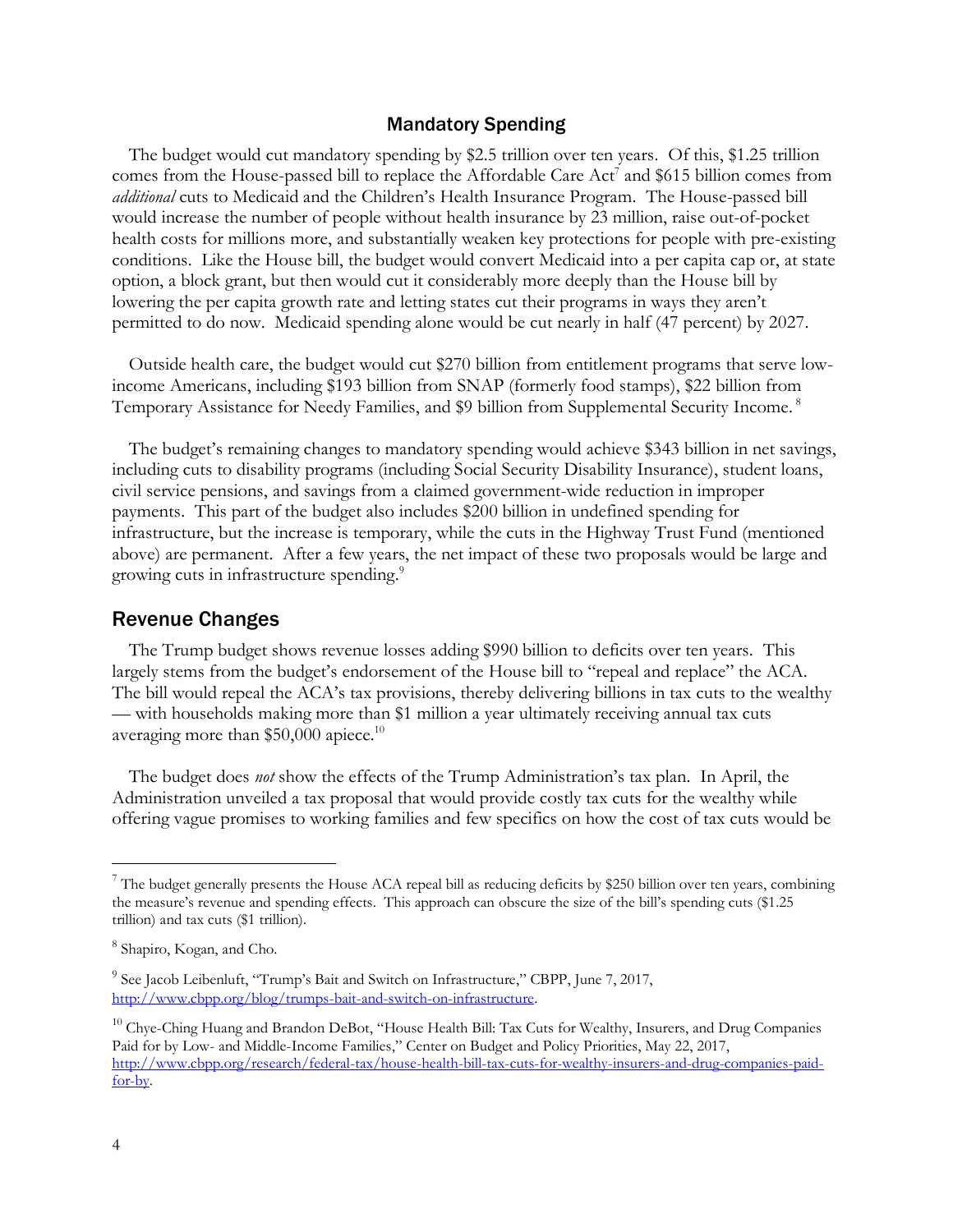### Mandatory Spending

The budget would cut mandatory spending by $2.5 trillion over ten years. Of this, $1.25 trillion comes from the House-passed bill to replace the Affordable Care Act[7] and $615 billion comes from *additional* cuts to Medicaid and the Children's Health Insurance Program. The House-passed bill would increase the number of people without health insurance by 23 million, raise out-of-pocket health costs for millions more, and substantially weaken key protections for people with pre-existing conditions. Like the House bill, the budget would convert Medicaid into a per capita cap or, at state option, a block grant, but then would cut it considerably more deeply than the House bill by lowering the per capita growth rate and letting states cut their programs in ways they aren't permitted to do now. Medicaid spending alone would be cut nearly in half (47 percent) by 2027.

Outside health care, the budget would cut $270 billion from entitlement programs that serve low-income Americans, including $193 billion from SNAP (formerly food stamps), $22 billion from Temporary Assistance for Needy Families, and $9 billion from Supplemental Security Income.[8]

The budget's remaining changes to mandatory spending would achieve $343 billion in net savings, including cuts to disability programs (including Social Security Disability Insurance), student loans, civil service pensions, and savings from a claimed government-wide reduction in improper payments. This part of the budget also includes $200 billion in undefined spending for infrastructure, but the increase is temporary, while the cuts in the Highway Trust Fund (mentioned above) are permanent. After a few years, the net impact of these two proposals would be large and growing cuts in infrastructure spending.[9]

## Revenue Changes

The Trump budget shows revenue losses adding $990 billion to deficits over ten years. This largely stems from the budget's endorsement of the House bill to "repeal and replace" the ACA. The bill would repeal the ACA's tax provisions, thereby delivering billions in tax cuts to the wealthy — with households making more than $1 million a year ultimately receiving annual tax cuts averaging more than $50,000 apiece.[10]

The budget does *not* show the effects of the Trump Administration's tax plan. In April, the Administration unveiled a tax proposal that would provide costly tax cuts for the wealthy while offering vague promises to working families and few specifics on how the cost of tax cuts would be

---

[7] The budget generally presents the House ACA repeal bill as reducing deficits by $250 billion over ten years, combining the measure's revenue and spending effects. This approach can obscure the size of the bill's spending cuts ($1.25 trillion) and tax cuts ($1 trillion).

[8] Shapiro, Kogan, and Cho.

[9] See Jacob Leibenluft, "Trump's Bait and Switch on Infrastructure," CBPP, June 7, 2017, http://www.cbpp.org/blog/trumps-bait-and-switch-on-infrastructure.

[10] Chye-Ching Huang and Brandon DeBot, "House Health Bill: Tax Cuts for Wealthy, Insurers, and Drug Companies Paid for by Low- and Middle-Income Families," Center on Budget and Policy Priorities, May 22, 2017, http://www.cbpp.org/research/federal-tax/house-health-bill-tax-cuts-for-wealthy-insurers-and-drug-companies-paid-for-by.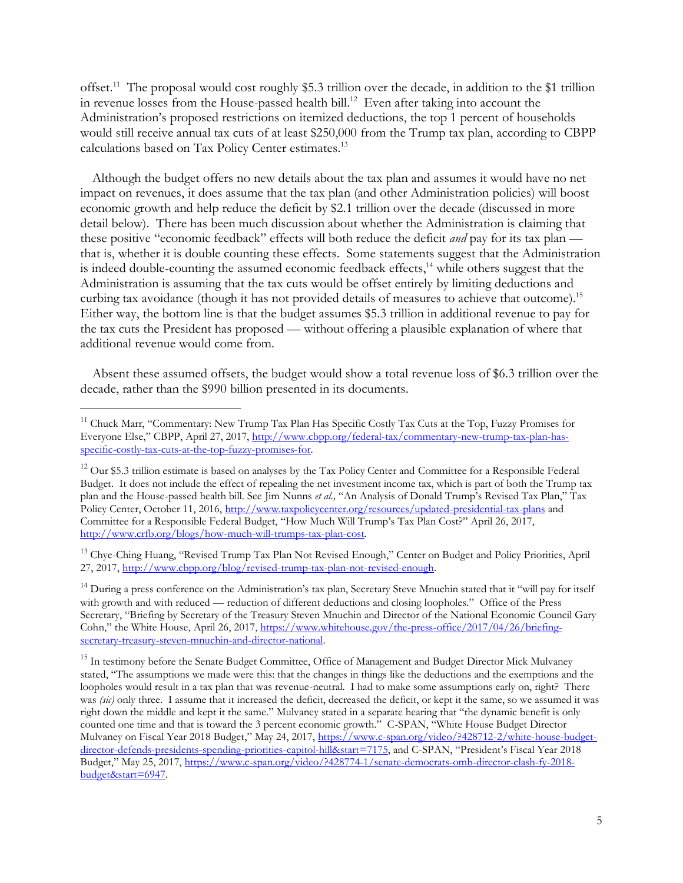offset.[11] The proposal would cost roughly $5.3 trillion over the decade, in addition to the $1 trillion in revenue losses from the House-passed health bill.[12] Even after taking into account the Administration's proposed restrictions on itemized deductions, the top 1 percent of households would still receive annual tax cuts of at least $250,000 from the Trump tax plan, according to CBPP calculations based on Tax Policy Center estimates.[13]

Although the budget offers no new details about the tax plan and assumes it would have no net impact on revenues, it does assume that the tax plan (and other Administration policies) will boost economic growth and help reduce the deficit by $2.1 trillion over the decade (discussed in more detail below). There has been much discussion about whether the Administration is claiming that these positive "economic feedback" effects will both reduce the deficit *and* pay for its tax plan — that is, whether it is double counting these effects. Some statements suggest that the Administration is indeed double-counting the assumed economic feedback effects,[14] while others suggest that the Administration is assuming that the tax cuts would be offset entirely by limiting deductions and curbing tax avoidance (though it has not provided details of measures to achieve that outcome).[15] Either way, the bottom line is that the budget assumes $5.3 trillion in additional revenue to pay for the tax cuts the President has proposed — without offering a plausible explanation of where that additional revenue would come from.

Absent these assumed offsets, the budget would show a total revenue loss of $6.3 trillion over the decade, rather than the $990 billion presented in its documents.

---

[11] Chuck Marr, "Commentary: New Trump Tax Plan Has Specific Costly Tax Cuts at the Top, Fuzzy Promises for Everyone Else," CBPP, April 27, 2017, http://www.cbpp.org/federal-tax/commentary-new-trump-tax-plan-has-specific-costly-tax-cuts-at-the-top-fuzzy-promises-for.

[12] Our $5.3 trillion estimate is based on analyses by the Tax Policy Center and Committee for a Responsible Federal Budget. It does not include the effect of repealing the net investment income tax, which is part of both the Trump tax plan and the House-passed health bill. See Jim Nunns *et al.,* "An Analysis of Donald Trump's Revised Tax Plan," Tax Policy Center, October 11, 2016, http://www.taxpolicycenter.org/resources/updated-presidential-tax-plans and Committee for a Responsible Federal Budget, "How Much Will Trump's Tax Plan Cost?" April 26, 2017, http://www.crfb.org/blogs/how-much-will-trumps-tax-plan-cost.

[13] Chye-Ching Huang, "Revised Trump Tax Plan Not Revised Enough," Center on Budget and Policy Priorities, April 27, 2017, http://www.cbpp.org/blog/revised-trump-tax-plan-not-revised-enough.

[14] During a press conference on the Administration's tax plan, Secretary Steve Mnuchin stated that it "will pay for itself with growth and with reduced — reduction of different deductions and closing loopholes." Office of the Press Secretary, "Briefing by Secretary of the Treasury Steven Mnuchin and Director of the National Economic Council Gary Cohn," the White House, April 26, 2017, https://www.whitehouse.gov/the-press-office/2017/04/26/briefing-secretary-treasury-steven-mnuchin-and-director-national.

[15] In testimony before the Senate Budget Committee, Office of Management and Budget Director Mick Mulvaney stated, "The assumptions we made were this: that the changes in things like the deductions and the exemptions and the loopholes would result in a tax plan that was revenue-neutral. I had to make some assumptions early on, right? There was *(sic)* only three. I assume that it increased the deficit, decreased the deficit, or kept it the same, so we assumed it was right down the middle and kept it the same." Mulvaney stated in a separate hearing that "the dynamic benefit is only counted one time and that is toward the 3 percent economic growth." C-SPAN, "White House Budget Director Mulvaney on Fiscal Year 2018 Budget," May 24, 2017, https://www.c-span.org/video/?428712-2/white-house-budget-director-defends-presidents-spending-priorities-capitol-hill&start=7175, and C-SPAN, "President's Fiscal Year 2018 Budget," May 25, 2017, https://www.c-span.org/video/?428774-1/senate-democrats-omb-director-clash-fy-2018-budget&start=6947.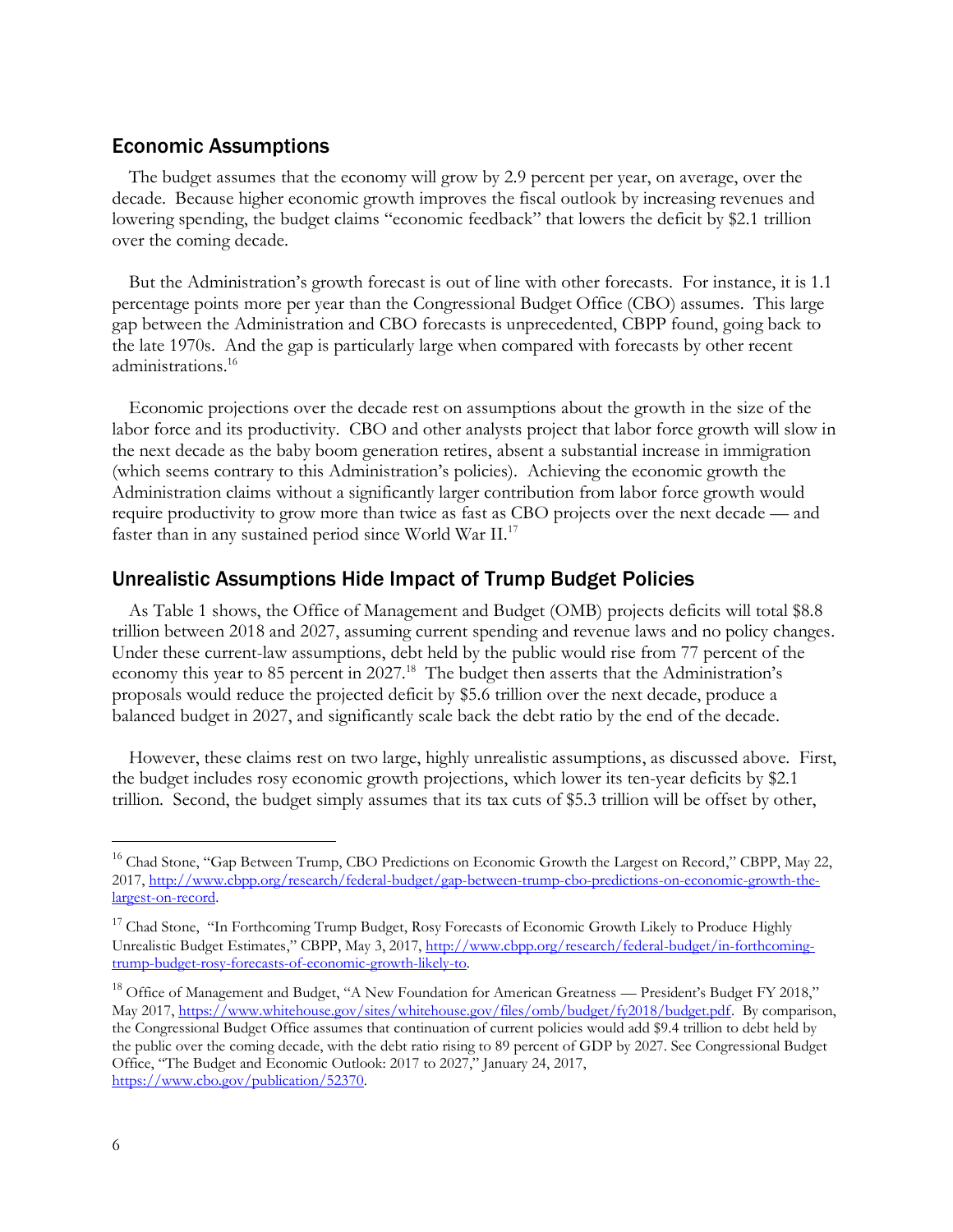## Economic Assumptions

The budget assumes that the economy will grow by 2.9 percent per year, on average, over the decade. Because higher economic growth improves the fiscal outlook by increasing revenues and lowering spending, the budget claims "economic feedback" that lowers the deficit by $2.1 trillion over the coming decade.

But the Administration's growth forecast is out of line with other forecasts. For instance, it is 1.1 percentage points more per year than the Congressional Budget Office (CBO) assumes. This large gap between the Administration and CBO forecasts is unprecedented, CBPP found, going back to the late 1970s. And the gap is particularly large when compared with forecasts by other recent administrations.[16]

Economic projections over the decade rest on assumptions about the growth in the size of the labor force and its productivity. CBO and other analysts project that labor force growth will slow in the next decade as the baby boom generation retires, absent a substantial increase in immigration (which seems contrary to this Administration's policies). Achieving the economic growth the Administration claims without a significantly larger contribution from labor force growth would require productivity to grow more than twice as fast as CBO projects over the next decade — and faster than in any sustained period since World War II.[17]

## Unrealistic Assumptions Hide Impact of Trump Budget Policies

As Table 1 shows, the Office of Management and Budget (OMB) projects deficits will total $8.8 trillion between 2018 and 2027, assuming current spending and revenue laws and no policy changes. Under these current-law assumptions, debt held by the public would rise from 77 percent of the economy this year to 85 percent in 2027.[18] The budget then asserts that the Administration's proposals would reduce the projected deficit by $5.6 trillion over the next decade, produce a balanced budget in 2027, and significantly scale back the debt ratio by the end of the decade.

However, these claims rest on two large, highly unrealistic assumptions, as discussed above. First, the budget includes rosy economic growth projections, which lower its ten-year deficits by $2.1 trillion. Second, the budget simply assumes that its tax cuts of $5.3 trillion will be offset by other,

---

[16] Chad Stone, "Gap Between Trump, CBO Predictions on Economic Growth the Largest on Record," CBPP, May 22, 2017, http://www.cbpp.org/research/federal-budget/gap-between-trump-cbo-predictions-on-economic-growth-the-largest-on-record.

[17] Chad Stone, "In Forthcoming Trump Budget, Rosy Forecasts of Economic Growth Likely to Produce Highly Unrealistic Budget Estimates," CBPP, May 3, 2017, http://www.cbpp.org/research/federal-budget/in-forthcoming-trump-budget-rosy-forecasts-of-economic-growth-likely-to.

[18] Office of Management and Budget, "A New Foundation for American Greatness — President's Budget FY 2018," May 2017, https://www.whitehouse.gov/sites/whitehouse.gov/files/omb/budget/fy2018/budget.pdf. By comparison, the Congressional Budget Office assumes that continuation of current policies would add $9.4 trillion to debt held by the public over the coming decade, with the debt ratio rising to 89 percent of GDP by 2027. See Congressional Budget Office, "The Budget and Economic Outlook: 2017 to 2027," January 24, 2017, https://www.cbo.gov/publication/52370.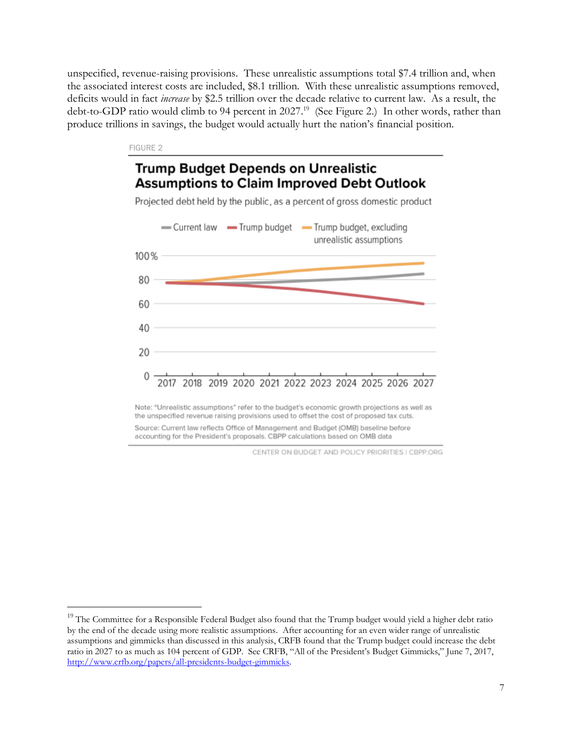unspecified, revenue-raising provisions. These unrealistic assumptions total $7.4 trillion and, when the associated interest costs are included, $8.1 trillion. With these unrealistic assumptions removed, deficits would in fact *increase* by $2.5 trillion over the decade relative to current law. As a result, the debt-to-GDP ratio would climb to 94 percent in 2027.[19] (See Figure 2.) In other words, rather than produce trillions in savings, the budget would actually hurt the nation's financial position.

FIGURE 2

**Trump Budget Depends on Unrealistic Assumptions to Claim Improved Debt Outlook**

Projected debt held by the public, as a percent of gross domestic product

Note: "Unrealistic assumptions" refer to the budget's economic growth projections as well as the unspecified revenue raising provisions used to offset the cost of proposed tax cuts.

Source: Current law reflects Office of Management and Budget (OMB) baseline before accounting for the President's proposals. CBPP calculations based on OMB data

CENTER ON BUDGET AND POLICY PRIORITIES | CBPP.ORG

---

[19] The Committee for a Responsible Federal Budget also found that the Trump budget would yield a higher debt ratio by the end of the decade using more realistic assumptions. After accounting for an even wider range of unrealistic assumptions and gimmicks than discussed in this analysis, CRFB found that the Trump budget could increase the debt ratio in 2027 to as much as 104 percent of GDP. See CRFB, "All of the President's Budget Gimmicks," June 7, 2017, http://www.crfb.org/papers/all-presidents-budget-gimmicks.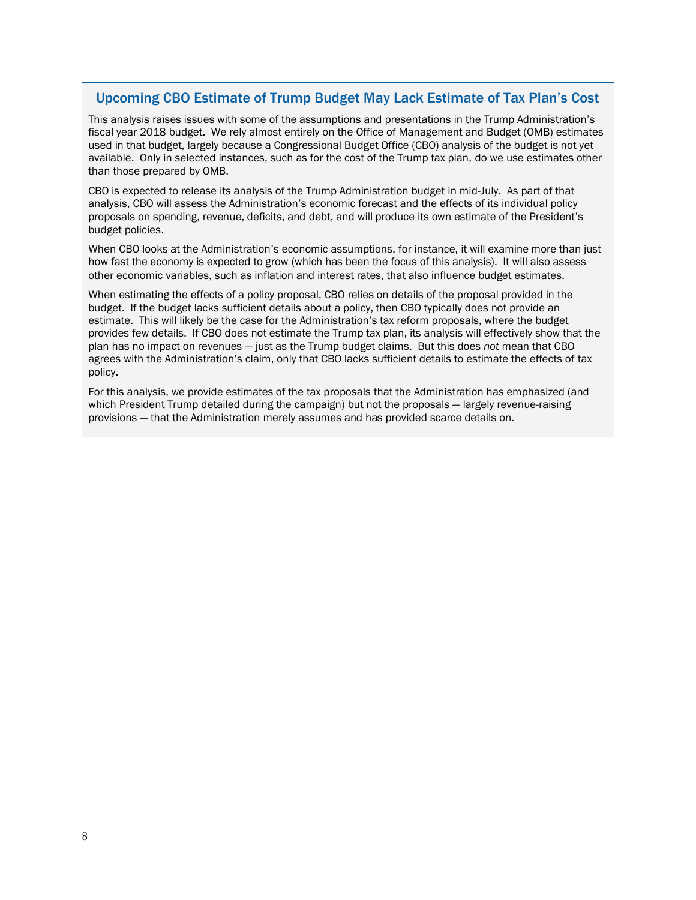## Upcoming CBO Estimate of Trump Budget May Lack Estimate of Tax Plan's Cost

This analysis raises issues with some of the assumptions and presentations in the Trump Administration's fiscal year 2018 budget. We rely almost entirely on the Office of Management and Budget (OMB) estimates used in that budget, largely because a Congressional Budget Office (CBO) analysis of the budget is not yet available. Only in selected instances, such as for the cost of the Trump tax plan, do we use estimates other than those prepared by OMB.

CBO is expected to release its analysis of the Trump Administration budget in mid-July. As part of that analysis, CBO will assess the Administration's economic forecast and the effects of its individual policy proposals on spending, revenue, deficits, and debt, and will produce its own estimate of the President's budget policies.

When CBO looks at the Administration's economic assumptions, for instance, it will examine more than just how fast the economy is expected to grow (which has been the focus of this analysis). It will also assess other economic variables, such as inflation and interest rates, that also influence budget estimates.

When estimating the effects of a policy proposal, CBO relies on details of the proposal provided in the budget. If the budget lacks sufficient details about a policy, then CBO typically does not provide an estimate. This will likely be the case for the Administration's tax reform proposals, where the budget provides few details. If CBO does not estimate the Trump tax plan, its analysis will effectively show that the plan has no impact on revenues — just as the Trump budget claims. But this does *not* mean that CBO agrees with the Administration's claim, only that CBO lacks sufficient details to estimate the effects of tax policy.

For this analysis, we provide estimates of the tax proposals that the Administration has emphasized (and which President Trump detailed during the campaign) but not the proposals — largely revenue-raising provisions — that the Administration merely assumes and has provided scarce details on.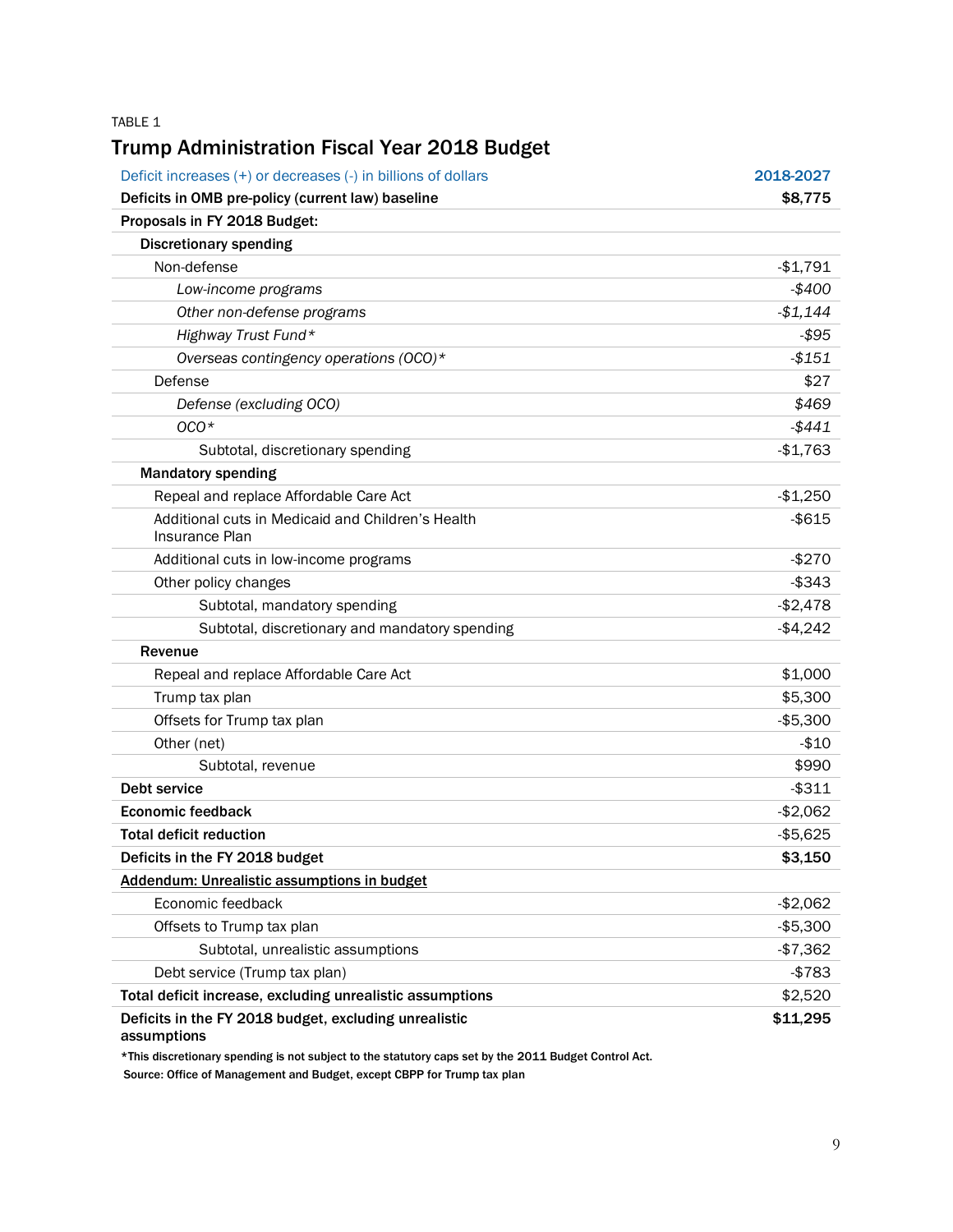TABLE 1

## Trump Administration Fiscal Year 2018 Budget

| Deficit increases (+) or decreases (-) in billions of dollars | 2018-2027 |
|---|---|
| **Deficits in OMB pre-policy (current law) baseline** | **$8,775** |
| **Proposals in FY 2018 Budget:** | |
| **Discretionary spending** | |
| Non-defense | -$1,791 |
| *Low-income programs* | *-$400* |
| *Other non-defense programs* | *-$1,144* |
| *Highway Trust Fund** | *-$95* |
| *Overseas contingency operations (OCO)** | *-$151* |
| Defense | $27 |
| *Defense (excluding OCO)* | *$469* |
| *OCO** | *-$441* |
| Subtotal, discretionary spending | -$1,763 |
| **Mandatory spending** | |
| Repeal and replace Affordable Care Act | -$1,250 |
| Additional cuts in Medicaid and Children's Health Insurance Plan | -$615 |
| Additional cuts in low-income programs | -$270 |
| Other policy changes | -$343 |
| Subtotal, mandatory spending | -$2,478 |
| Subtotal, discretionary and mandatory spending | -$4,242 |
| **Revenue** | |
| Repeal and replace Affordable Care Act | $1,000 |
| Trump tax plan | $5,300 |
| Offsets for Trump tax plan | -$5,300 |
| Other (net) | -$10 |
| Subtotal, revenue | $990 |
| **Debt service** | -$311 |
| **Economic feedback** | -$2,062 |
| **Total deficit reduction** | -$5,625 |
| **Deficits in the FY 2018 budget** | **$3,150** |
| **Addendum: Unrealistic assumptions in budget** | |
| Economic feedback | -$2,062 |
| Offsets to Trump tax plan | -$5,300 |
| Subtotal, unrealistic assumptions | -$7,362 |
| Debt service (Trump tax plan) | -$783 |
| **Total deficit increase, excluding unrealistic assumptions** | $2,520 |
| **Deficits in the FY 2018 budget, excluding unrealistic assumptions** | **$11,295** |

*This discretionary spending is not subject to the statutory caps set by the 2011 Budget Control Act.

Source: Office of Management and Budget, except CBPP for Trump tax plan